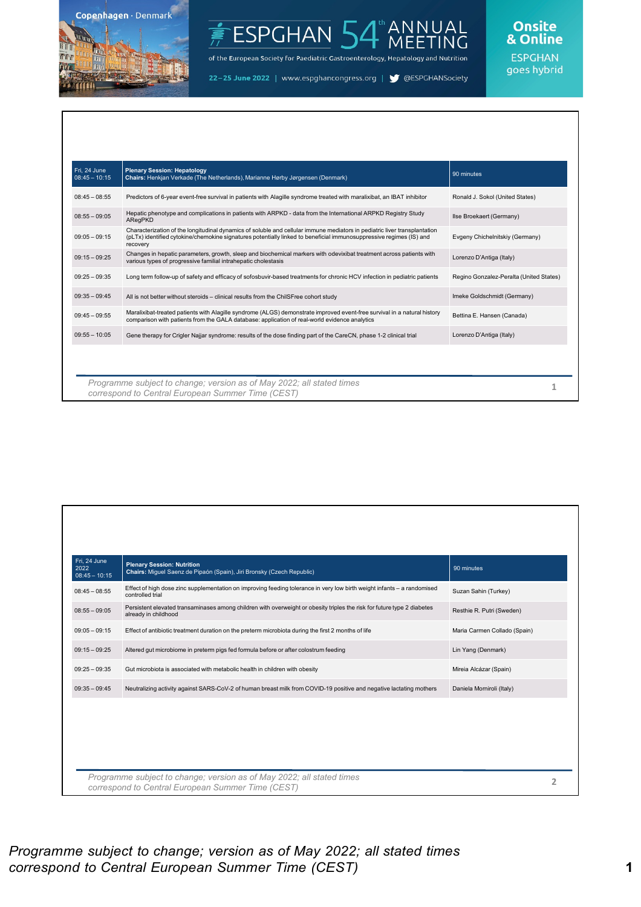# ESPGHAN 54th ANNUAL MEETING

of the European Society for Paediatric Gastroenterology, Hepatology and Nutrition

Copenhagen · Denmark

22–25 June 2022 | www.espghancongress.org | @ESPGHANSociety

Onsite & Online — ESPGHAN goes hybrid

| Fri, 24 June 08:45 – 10:15 | **Plenary Session: Hepatology** **Chairs:** Henkjan Verkade (The Netherlands), Marianne Hørby Jørgensen (Denmark) | 90 minutes |
|---|---|---|
| 08:45 – 08:55 | Predictors of 6-year event-free survival in patients with Alagille syndrome treated with maralixibat, an IBAT inhibitor | Ronald J. Sokol (United States) |
| 08:55 – 09:05 | Hepatic phenotype and complications in patients with ARPKD - data from the International ARPKD Registry Study ARegPKD | Ilse Broekaert (Germany) |
| 09:05 – 09:15 | Characterization of the longitudinal dynamics of soluble and cellular immune mediators in pediatric liver transplantation (pLTx) identified cytokine/chemokine signatures potentially linked to beneficial immunosuppressive regimes (IS) and recovery | Evgeny Chichelnitskiy (Germany) |
| 09:15 – 09:25 | Changes in hepatic parameters, growth, sleep and biochemical markers with odevixibat treatment across patients with various types of progressive familial intrahepatic cholestasis | Lorenzo D'Antiga (Italy) |
| 09:25 – 09:35 | Long term follow-up of safety and efficacy of sofosbuvir-based treatments for chronic HCV infection in pediatric patients | Regino Gonzalez-Peralta (United States) |
| 09:35 – 09:45 | All is not better without steroids – clinical results from the ChilSFree cohort study | Imeke Goldschmidt (Germany) |
| 09:45 – 09:55 | Maralixibat-treated patients with Alagille syndrome (ALGS) demonstrate improved event-free survival in a natural history comparison with patients from the GALA database: application of real-world evidence analytics | Bettina E. Hansen (Canada) |
| 09:55 – 10:05 | Gene therapy for Crigler Najjar syndrome: results of the dose finding part of the CareCN, phase 1-2 clinical trial | Lorenzo D'Antiga (Italy) |

*Programme subject to change; version as of May 2022; all stated times correspond to Central European Summer Time (CEST)*

| Fri, 24 June 2022 08:45 – 10:15 | **Plenary Session: Nutrition** **Chairs:** Miguel Saenz de Pipaón (Spain), Jiri Bronsky (Czech Republic) | 90 minutes |
|---|---|---|
| 08:45 – 08:55 | Effect of high dose zinc supplementation on improving feeding tolerance in very low birth weight infants – a randomised controlled trial | Suzan Sahin (Turkey) |
| 08:55 – 09:05 | Persistent elevated transaminases among children with overweight or obesity triples the risk for future type 2 diabetes already in childhood | Resthie R. Putri (Sweden) |
| 09:05 – 09:15 | Effect of antibiotic treatment duration on the preterm microbiota during the first 2 months of life | Maria Carmen Collado (Spain) |
| 09:15 – 09:25 | Altered gut microbiome in preterm pigs fed formula before or after colostrum feeding | Lin Yang (Denmark) |
| 09:25 – 09:35 | Gut microbiota is associated with metabolic health in children with obesity | Mireia Alcázar (Spain) |
| 09:35 – 09:45 | Neutralizing activity against SARS-CoV-2 of human breast milk from COVID-19 positive and negative lactating mothers | Daniela Morniroli (Italy) |

*Programme subject to change; version as of May 2022; all stated times correspond to Central European Summer Time (CEST)*

*Programme subject to change; version as of May 2022; all stated times correspond to Central European Summer Time (CEST)*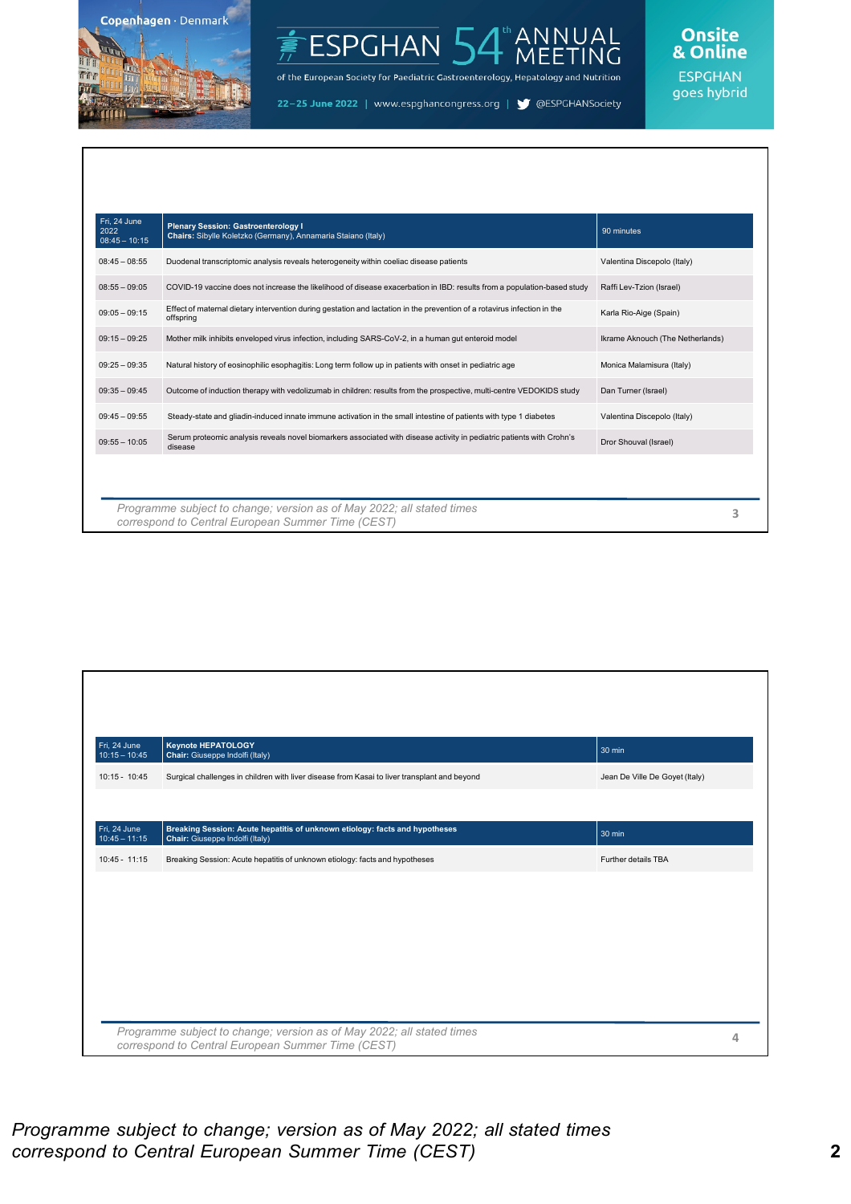| Fri, 24 June 2022 08:45 – 10:15 | **Plenary Session: Gastroenterology I** **Chairs:** Sibylle Koletzko (Germany), Annamaria Staiano (Italy) | 90 minutes |
|---|---|---|
| 08:45 – 08:55 | Duodenal transcriptomic analysis reveals heterogeneity within coeliac disease patients | Valentina Discepolo (Italy) |
| 08:55 – 09:05 | COVID-19 vaccine does not increase the likelihood of disease exacerbation in IBD: results from a population-based study | Raffi Lev-Tzion (Israel) |
| 09:05 – 09:15 | Effect of maternal dietary intervention during gestation and lactation in the prevention of a rotavirus infection in the offspring | Karla Rio-Aige (Spain) |
| 09:15 – 09:25 | Mother milk inhibits enveloped virus infection, including SARS-CoV-2, in a human gut enteroid model | Ikrame Aknouch (The Netherlands) |
| 09:25 – 09:35 | Natural history of eosinophilic esophagitis: Long term follow up in patients with onset in pediatric age | Monica Malamisura (Italy) |
| 09:35 – 09:45 | Outcome of induction therapy with vedolizumab in children: results from the prospective, multi-centre VEDOKIDS study | Dan Turner (Israel) |
| 09:45 – 09:55 | Steady-state and gliadin-induced innate immune activation in the small intestine of patients with type 1 diabetes | Valentina Discepolo (Italy) |
| 09:55 – 10:05 | Serum proteomic analysis reveals novel biomarkers associated with disease activity in pediatric patients with Crohn's disease | Dror Shouval (Israel) |

*Programme subject to change; version as of May 2022; all stated times correspond to Central European Summer Time (CEST)*

| Fri, 24 June 10:15 – 10:45 | **Keynote HEPATOLOGY** **Chair:** Giuseppe Indolfi (Italy) | 30 min |
|---|---|---|
| 10:15 - 10:45 | Surgical challenges in children with liver disease from Kasai to liver transplant and beyond | Jean De Ville De Goyet (Italy) |

| Fri, 24 June 10:45 – 11:15 | **Breaking Session: Acute hepatitis of unknown etiology: facts and hypotheses** **Chair:** Giuseppe Indolfi (Italy) | 30 min |
|---|---|---|
| 10:45 - 11:15 | Breaking Session: Acute hepatitis of unknown etiology: facts and hypotheses | Further details TBA |

*Programme subject to change; version as of May 2022; all stated times correspond to Central European Summer Time (CEST)*

*Programme subject to change; version as of May 2022; all stated times correspond to Central European Summer Time (CEST)*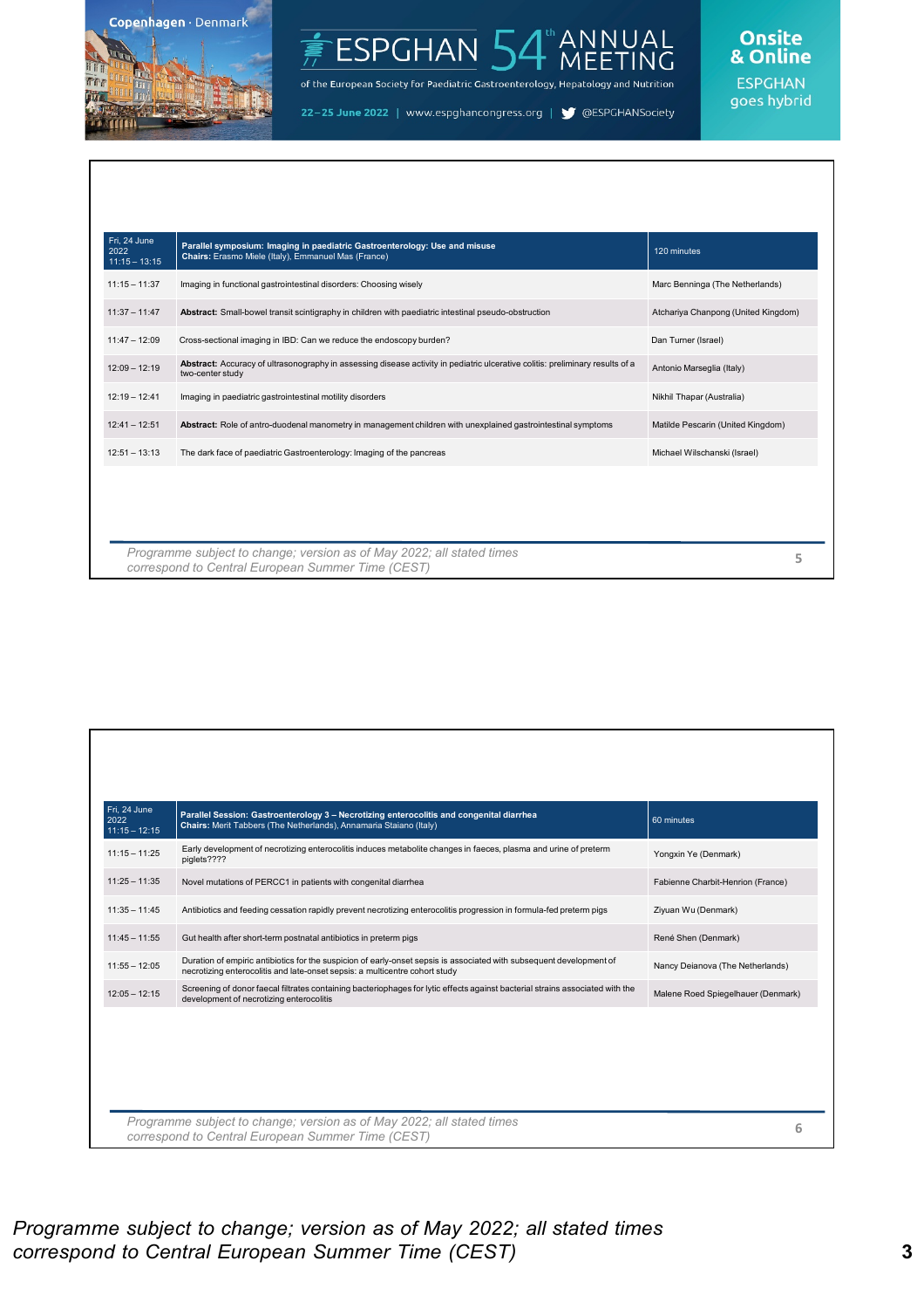| Fri, 24 June 2022 11:15 – 13:15 | **Parallel symposium: Imaging in paediatric Gastroenterology: Use and misuse** **Chairs:** Erasmo Miele (Italy), Emmanuel Mas (France) | 120 minutes |
|---|---|---|
| 11:15 – 11:37 | Imaging in functional gastrointestinal disorders: Choosing wisely | Marc Benninga (The Netherlands) |
| 11:37 – 11:47 | **Abstract:** Small-bowel transit scintigraphy in children with paediatric intestinal pseudo-obstruction | Atchariya Chanpong (United Kingdom) |
| 11:47 – 12:09 | Cross-sectional imaging in IBD: Can we reduce the endoscopy burden? | Dan Turner (Israel) |
| 12:09 – 12:19 | **Abstract:** Accuracy of ultrasonography in assessing disease activity in pediatric ulcerative colitis: preliminary results of a two-center study | Antonio Marseglia (Italy) |
| 12:19 – 12:41 | Imaging in paediatric gastrointestinal motility disorders | Nikhil Thapar (Australia) |
| 12:41 – 12:51 | **Abstract:** Role of antro-duodenal manometry in management children with unexplained gastrointestinal symptoms | Matilde Pescarin (United Kingdom) |
| 12:51 – 13:13 | The dark face of paediatric Gastroenterology: Imaging of the pancreas | Michael Wilschanski (Israel) |

*Programme subject to change; version as of May 2022; all stated times correspond to Central European Summer Time (CEST)*

| Fri, 24 June 2022 11:15 – 12:15 | **Parallel Session: Gastroenterology 3 – Necrotizing enterocolitis and congenital diarrhea** **Chairs:** Merit Tabbers (The Netherlands), Annamaria Staiano (Italy) | 60 minutes |
|---|---|---|
| 11:15 – 11:25 | Early development of necrotizing enterocolitis induces metabolite changes in faeces, plasma and urine of preterm piglets???? | Yongxin Ye (Denmark) |
| 11:25 – 11:35 | Novel mutations of PERCC1 in patients with congenital diarrhea | Fabienne Charbit-Henrion (France) |
| 11:35 – 11:45 | Antibiotics and feeding cessation rapidly prevent necrotizing enterocolitis progression in formula-fed preterm pigs | Ziyuan Wu (Denmark) |
| 11:45 – 11:55 | Gut health after short-term postnatal antibiotics in preterm pigs | René Shen (Denmark) |
| 11:55 – 12:05 | Duration of empiric antibiotics for the suspicion of early-onset sepsis is associated with subsequent development of necrotizing enterocolitis and late-onset sepsis: a multicentre cohort study | Nancy Deianova (The Netherlands) |
| 12:05 – 12:15 | Screening of donor faecal filtrates containing bacteriophages for lytic effects against bacterial strains associated with the development of necrotizing enterocolitis | Malene Roed Spiegelhauer (Denmark) |

*Programme subject to change; version as of May 2022; all stated times correspond to Central European Summer Time (CEST)*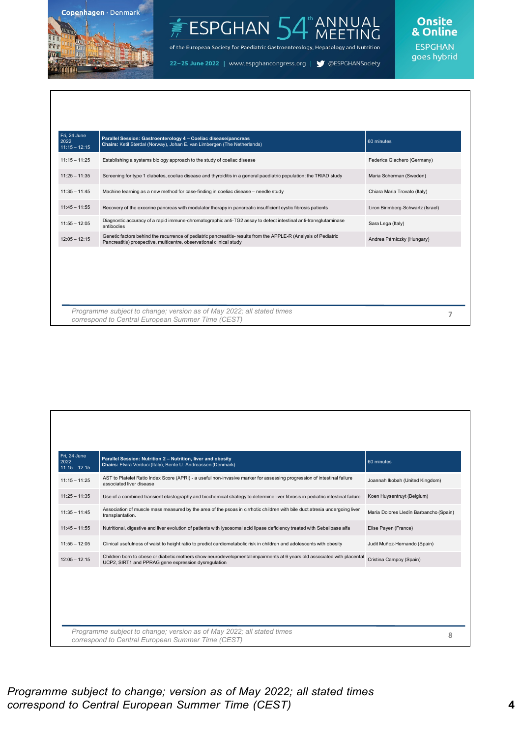| Fri, 24 June 2022 11:15 – 12:15 | **Parallel Session: Gastroenterology 4 – Coeliac disease/pancreas** **Chairs:** Ketil Størdal (Norway), Johan E. van Limbergen (The Netherlands) | 60 minutes |
|---|---|---|
| 11:15 – 11:25 | Establishing a systems biology approach to the study of coeliac disease | Federica Giachero (Germany) |
| 11:25 – 11:35 | Screening for type 1 diabetes, coeliac disease and thyroiditis in a general paediatric population: the TRIAD study | Maria Scherman (Sweden) |
| 11:35 – 11:45 | Machine learning as a new method for case-finding in coeliac disease – needle study | Chiara Maria Trovato (Italy) |
| 11:45 – 11:55 | Recovery of the exocrine pancreas with modulator therapy in pancreatic insufficient cystic fibrosis patients | Liron Birimberg-Schwartz (Israel) |
| 11:55 – 12:05 | Diagnostic accuracy of a rapid immune-chromatographic anti-TG2 assay to detect intestinal anti-transglutaminase antibodies | Sara Lega (Italy) |
| 12:05 – 12:15 | Genetic factors behind the recurrence of pediatric pancreatitis- results from the APPLE-R (Analysis of Pediatric Pancreatitis) prospective, multicentre, observational clinical study | Andrea Párniczky (Hungary) |

*Programme subject to change; version as of May 2022; all stated times correspond to Central European Summer Time (CEST)*

| Fri, 24 June 2022 11:15 – 12:15 | **Parallel Session: Nutrition 2 – Nutrition, liver and obesity** **Chairs:** Elvira Verduci (Italy), Bente U. Andreassen (Denmark) | 60 minutes |
|---|---|---|
| 11:15 – 11:25 | AST to Platelet Ratio Index Score (APRI) - a useful non-invasive marker for assessing progression of intestinal failure associated liver disease | Joannah Ikobah (United Kingdom) |
| 11:25 – 11:35 | Use of a combined transient elastography and biochemical strategy to determine liver fibrosis in pediatric intestinal failure | Koen Huysentruyt (Belgium) |
| 11:35 – 11:45 | Association of muscle mass measured by the area of the psoas in cirrhotic children with bile duct atresia undergoing liver transplantation. | María Dolores Lledín Barbancho (Spain) |
| 11:45 – 11:55 | Nutritional, digestive and liver evolution of patients with lysosomal acid lipase deficiency treated with Sebelipase alfa | Elise Payen (France) |
| 11:55 – 12:05 | Clinical usefulness of waist to height ratio to predict cardiometabolic risk in children and adolescents with obesity | Judit Muñoz-Hernando (Spain) |
| 12:05 – 12:15 | Children born to obese or diabetic mothers show neurodevelopmental impairments at 6 years old associated with placental UCP2, SIRT1 and PPRAG gene expression dysregulation | Cristina Campoy (Spain) |

*Programme subject to change; version as of May 2022; all stated times correspond to Central European Summer Time (CEST)*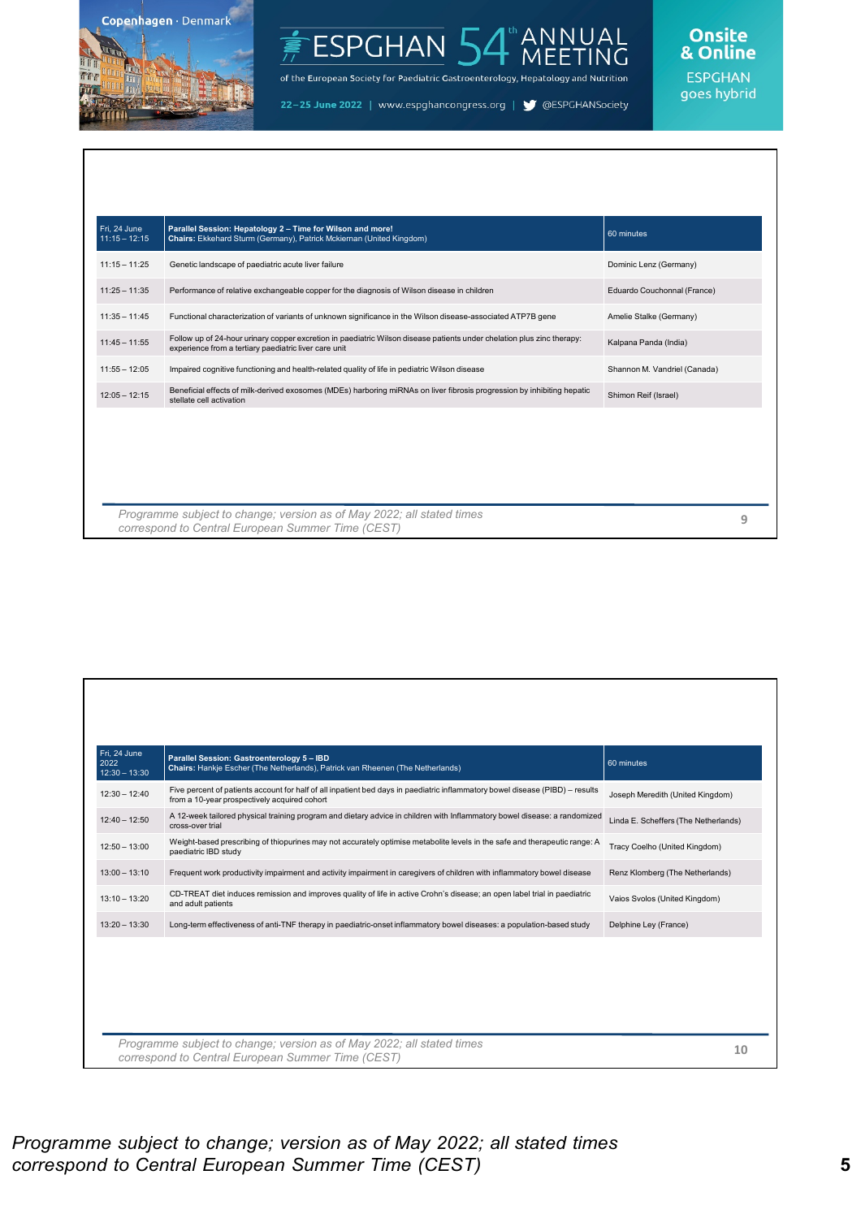| Fri, 24 June 11:15 – 12:15 | **Parallel Session: Hepatology 2 – Time for Wilson and more!** **Chairs:** Ekkehard Sturm (Germany), Patrick Mckiernan (United Kingdom) | 60 minutes |
|---|---|---|
| 11:15 – 11:25 | Genetic landscape of paediatric acute liver failure | Dominic Lenz (Germany) |
| 11:25 – 11:35 | Performance of relative exchangeable copper for the diagnosis of Wilson disease in children | Eduardo Couchonnal (France) |
| 11:35 – 11:45 | Functional characterization of variants of unknown significance in the Wilson disease-associated ATP7B gene | Amelie Stalke (Germany) |
| 11:45 – 11:55 | Follow up of 24-hour urinary copper excretion in paediatric Wilson disease patients under chelation plus zinc therapy: experience from a tertiary paediatric liver care unit | Kalpana Panda (India) |
| 11:55 – 12:05 | Impaired cognitive functioning and health-related quality of life in pediatric Wilson disease | Shannon M. Vandriel (Canada) |
| 12:05 – 12:15 | Beneficial effects of milk-derived exosomes (MDEs) harboring miRNAs on liver fibrosis progression by inhibiting hepatic stellate cell activation | Shimon Reif (Israel) |

*Programme subject to change; version as of May 2022; all stated times correspond to Central European Summer Time (CEST)*

| Fri, 24 June 2022 12:30 – 13:30 | **Parallel Session: Gastroenterology 5 – IBD** **Chairs:** Hankje Escher (The Netherlands), Patrick van Rheenen (The Netherlands) | 60 minutes |
|---|---|---|
| 12:30 – 12:40 | Five percent of patients account for half of all inpatient bed days in paediatric inflammatory bowel disease (PIBD) – results from a 10-year prospectively acquired cohort | Joseph Meredith (United Kingdom) |
| 12:40 – 12:50 | A 12-week tailored physical training program and dietary advice in children with Inflammatory bowel disease: a randomized cross-over trial | Linda E. Scheffers (The Netherlands) |
| 12:50 – 13:00 | Weight-based prescribing of thiopurines may not accurately optimise metabolite levels in the safe and therapeutic range: A paediatric IBD study | Tracy Coelho (United Kingdom) |
| 13:00 – 13:10 | Frequent work productivity impairment and activity impairment in caregivers of children with inflammatory bowel disease | Renz Klomberg (The Netherlands) |
| 13:10 – 13:20 | CD-TREAT diet induces remission and improves quality of life in active Crohn's disease; an open label trial in paediatric and adult patients | Vaios Svolos (United Kingdom) |
| 13:20 – 13:30 | Long-term effectiveness of anti-TNF therapy in paediatric-onset inflammatory bowel diseases: a population-based study | Delphine Ley (France) |

*Programme subject to change; version as of May 2022; all stated times correspond to Central European Summer Time (CEST)*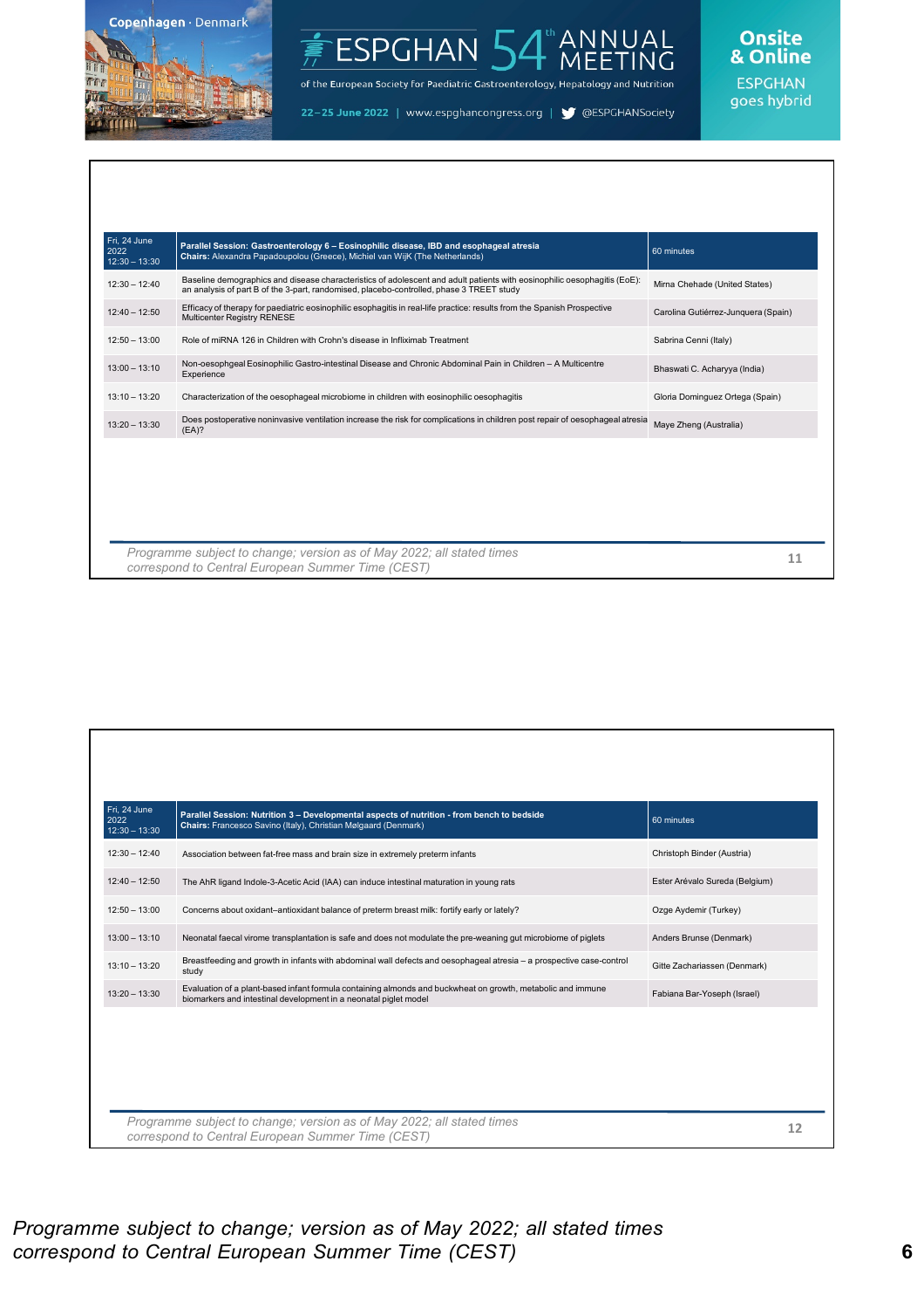# ESPGHAN 54th ANNUAL MEETING

of the European Society for Paediatric Gastroenterology, Hepatology and Nutrition

Copenhagen · Denmark | 22–25 June 2022 | www.espghancongress.org | @ESPGHANSociety

Onsite & Online — ESPGHAN goes hybrid

| Fri, 24 June 2022 12:30 – 13:30 | **Parallel Session: Gastroenterology 6 – Eosinophilic disease, IBD and esophageal atresia** **Chairs:** Alexandra Papadoupolou (Greece), Michiel van WijK (The Netherlands) | 60 minutes |
|---|---|---|
| 12:30 – 12:40 | Baseline demographics and disease characteristics of adolescent and adult patients with eosinophilic oesophagitis (EoE): an analysis of part B of the 3-part, randomised, placebo-controlled, phase 3 TREET study | Mirna Chehade (United States) |
| 12:40 – 12:50 | Efficacy of therapy for paediatric eosinophilic esophagitis in real-life practice: results from the Spanish Prospective Multicenter Registry RENESE | Carolina Gutiérrez-Junquera (Spain) |
| 12:50 – 13:00 | Role of miRNA 126 in Children with Crohn's disease in Infliximab Treatment | Sabrina Cenni (Italy) |
| 13:00 – 13:10 | Non-oesophgeal Eosinophilic Gastro-intestinal Disease and Chronic Abdominal Pain in Children – A Multicentre Experience | Bhaswati C. Acharyya (India) |
| 13:10 – 13:20 | Characterization of the oesophageal microbiome in children with eosinophilic oesophagitis | Gloria Dominguez Ortega (Spain) |
| 13:20 – 13:30 | Does postoperative noninvasive ventilation increase the risk for complications in children post repair of oesophageal atresia (EA)? | Maye Zheng (Australia) |

*Programme subject to change; version as of May 2022; all stated times correspond to Central European Summer Time (CEST)*

| Fri, 24 June 2022 12:30 – 13:30 | **Parallel Session: Nutrition 3 – Developmental aspects of nutrition - from bench to bedside** **Chairs:** Francesco Savino (Italy), Christian Mølgaard (Denmark) | 60 minutes |
|---|---|---|
| 12:30 – 12:40 | Association between fat-free mass and brain size in extremely preterm infants | Christoph Binder (Austria) |
| 12:40 – 12:50 | The AhR ligand Indole-3-Acetic Acid (IAA) can induce intestinal maturation in young rats | Ester Arévalo Sureda (Belgium) |
| 12:50 – 13:00 | Concerns about oxidant–antioxidant balance of preterm breast milk: fortify early or lately? | Ozge Aydemir (Turkey) |
| 13:00 – 13:10 | Neonatal faecal virome transplantation is safe and does not modulate the pre-weaning gut microbiome of piglets | Anders Brunse (Denmark) |
| 13:10 – 13:20 | Breastfeeding and growth in infants with abdominal wall defects and oesophageal atresia – a prospective case-control study | Gitte Zachariassen (Denmark) |
| 13:20 – 13:30 | Evaluation of a plant-based infant formula containing almonds and buckwheat on growth, metabolic and immune biomarkers and intestinal development in a neonatal piglet model | Fabiana Bar-Yoseph (Israel) |

*Programme subject to change; version as of May 2022; all stated times correspond to Central European Summer Time (CEST)*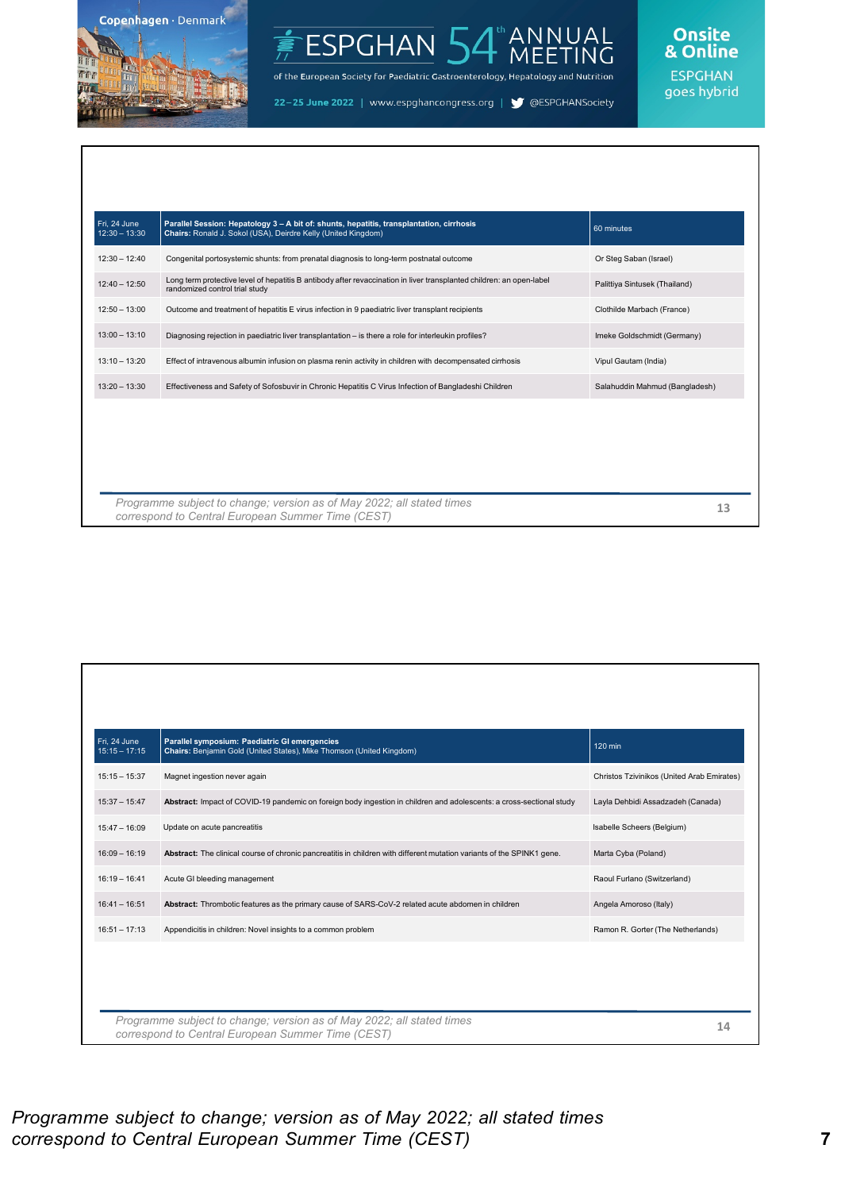| Fri, 24 June 12:30 – 13:30 | **Parallel Session: Hepatology 3 – A bit of: shunts, hepatitis, transplantation, cirrhosis** **Chairs:** Ronald J. Sokol (USA), Deirdre Kelly (United Kingdom) | 60 minutes |
|---|---|---|
| 12:30 – 12:40 | Congenital portosystemic shunts: from prenatal diagnosis to long-term postnatal outcome | Or Steg Saban (Israel) |
| 12:40 – 12:50 | Long term protective level of hepatitis B antibody after revaccination in liver transplanted children: an open-label randomized control trial study | Palittiya Sintusek (Thailand) |
| 12:50 – 13:00 | Outcome and treatment of hepatitis E virus infection in 9 paediatric liver transplant recipients | Clothilde Marbach (France) |
| 13:00 – 13:10 | Diagnosing rejection in paediatric liver transplantation – is there a role for interleukin profiles? | Imeke Goldschmidt (Germany) |
| 13:10 – 13:20 | Effect of intravenous albumin infusion on plasma renin activity in children with decompensated cirrhosis | Vipul Gautam (India) |
| 13:20 – 13:30 | Effectiveness and Safety of Sofosbuvir in Chronic Hepatitis C Virus Infection of Bangladeshi Children | Salahuddin Mahmud (Bangladesh) |

*Programme subject to change; version as of May 2022; all stated times correspond to Central European Summer Time (CEST)*

| Fri, 24 June 15:15 – 17:15 | **Parallel symposium: Paediatric GI emergencies** **Chairs:** Benjamin Gold (United States), Mike Thomson (United Kingdom) | 120 min |
|---|---|---|
| 15:15 – 15:37 | Magnet ingestion never again | Christos Tzivinikos (United Arab Emirates) |
| 15:37 – 15:47 | **Abstract:** Impact of COVID-19 pandemic on foreign body ingestion in children and adolescents: a cross-sectional study | Layla Dehbidi Assadzadeh (Canada) |
| 15:47 – 16:09 | Update on acute pancreatitis | Isabelle Scheers (Belgium) |
| 16:09 – 16:19 | **Abstract:** The clinical course of chronic pancreatitis in children with different mutation variants of the SPINK1 gene. | Marta Cyba (Poland) |
| 16:19 – 16:41 | Acute GI bleeding management | Raoul Furlano (Switzerland) |
| 16:41 – 16:51 | **Abstract:** Thrombotic features as the primary cause of SARS-CoV-2 related acute abdomen in children | Angela Amoroso (Italy) |
| 16:51 – 17:13 | Appendicitis in children: Novel insights to a common problem | Ramon R. Gorter (The Netherlands) |

*Programme subject to change; version as of May 2022; all stated times correspond to Central European Summer Time (CEST)*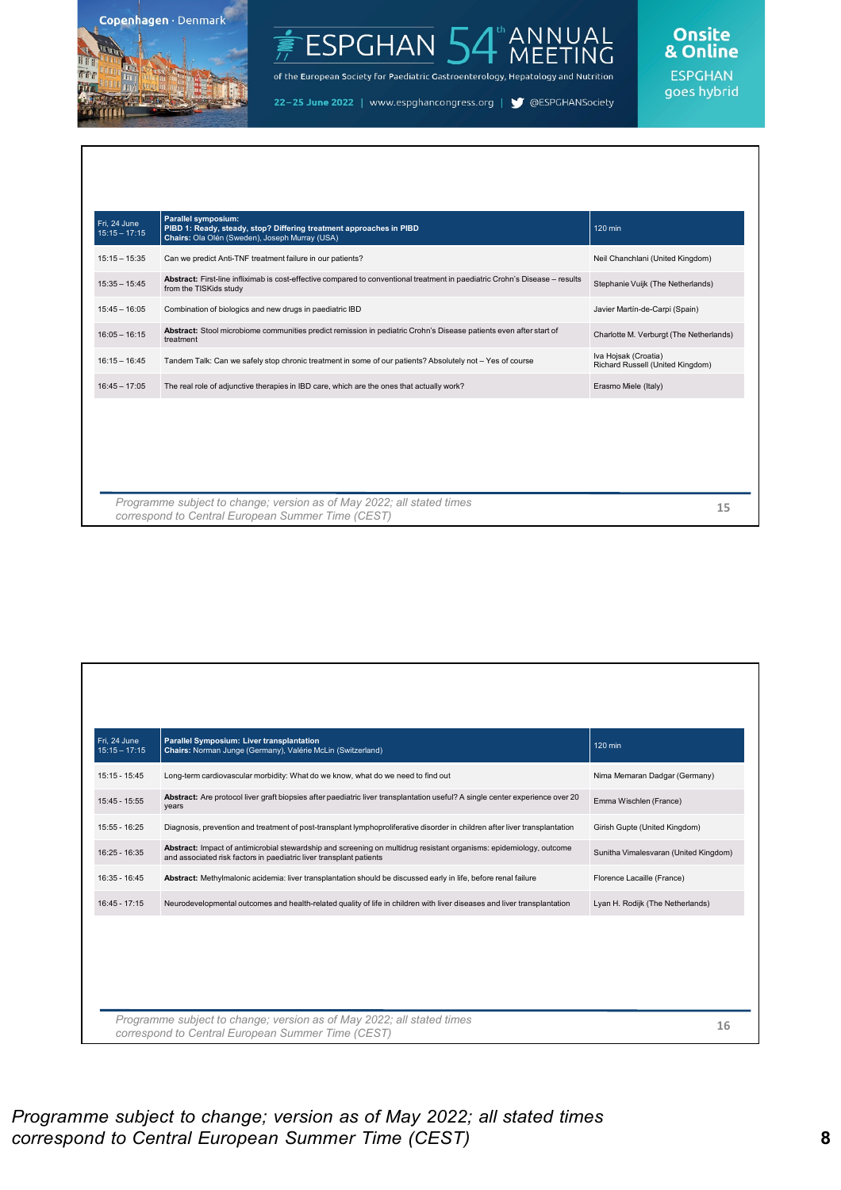| Fri, 24 June 15:15 – 17:15 | **Parallel symposium:** **PIBD 1: Ready, steady, stop? Differing treatment approaches in PIBD** **Chairs:** Ola Olén (Sweden), Joseph Murray (USA) | 120 min |
|---|---|---|
| 15:15 – 15:35 | Can we predict Anti-TNF treatment failure in our patients? | Neil Chanchlani (United Kingdom) |
| 15:35 – 15:45 | **Abstract:** First-line infliximab is cost-effective compared to conventional treatment in paediatric Crohn's Disease – results from the TISKids study | Stephanie Vuijk (The Netherlands) |
| 15:45 – 16:05 | Combination of biologics and new drugs in paediatric IBD | Javier Martín-de-Carpi (Spain) |
| 16:05 – 16:15 | **Abstract:** Stool microbiome communities predict remission in pediatric Crohn's Disease patients even after start of treatment | Charlotte M. Verburgt (The Netherlands) |
| 16:15 – 16:45 | Tandem Talk: Can we safely stop chronic treatment in some of our patients? Absolutely not – Yes of course | Iva Hojsak (Croatia) Richard Russell (United Kingdom) |
| 16:45 – 17:05 | The real role of adjunctive therapies in IBD care, which are the ones that actually work? | Erasmo Miele (Italy) |

*Programme subject to change; version as of May 2022; all stated times correspond to Central European Summer Time (CEST)*

| Fri, 24 June 15:15 – 17:15 | **Parallel Symposium: Liver transplantation** **Chairs:** Norman Junge (Germany), Valérie McLin (Switzerland) | 120 min |
|---|---|---|
| 15:15 - 15:45 | Long-term cardiovascular morbidity: What do we know, what do we need to find out | Nima Memaran Dadgar (Germany) |
| 15:45 - 15:55 | **Abstract:** Are protocol liver graft biopsies after paediatric liver transplantation useful? A single center experience over 20 years | Emma Wischlen (France) |
| 15:55 - 16:25 | Diagnosis, prevention and treatment of post-transplant lymphoproliferative disorder in children after liver transplantation | Girish Gupte (United Kingdom) |
| 16:25 - 16:35 | **Abstract:** Impact of antimicrobial stewardship and screening on multidrug resistant organisms: epidemiology, outcome and associated risk factors in paediatric liver transplant patients | Sunitha Vimalesvaran (United Kingdom) |
| 16:35 - 16:45 | **Abstract:** Methylmalonic acidemia: liver transplantation should be discussed early in life, before renal failure | Florence Lacaille (France) |
| 16:45 - 17:15 | Neurodevelopmental outcomes and health-related quality of life in children with liver diseases and liver transplantation | Lyan H. Rodijk (The Netherlands) |

*Programme subject to change; version as of May 2022; all stated times correspond to Central European Summer Time (CEST)*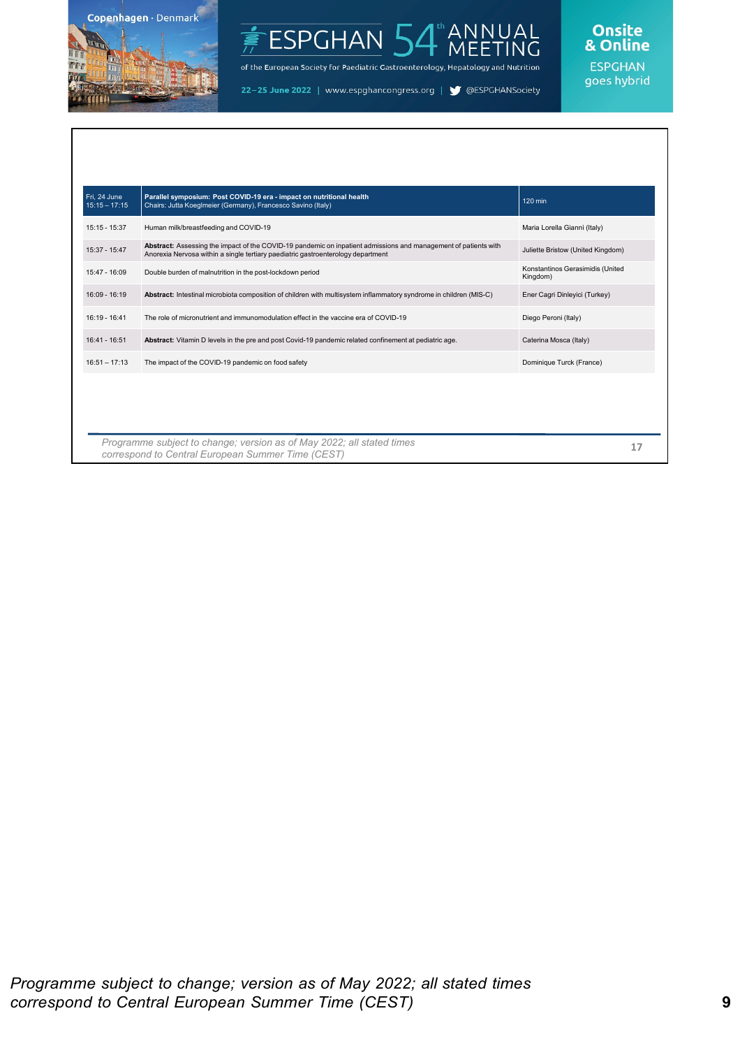| Fri, 24 June 15:15 – 17:15 | **Parallel symposium: Post COVID-19 era - impact on nutritional health** Chairs: Jutta Koeglmeier (Germany), Francesco Savino (Italy) | 120 min |
|---|---|---|
| 15:15 - 15:37 | Human milk/breastfeeding and COVID-19 | Maria Lorella Gianni (Italy) |
| 15:37 - 15:47 | **Abstract:** Assessing the impact of the COVID-19 pandemic on inpatient admissions and management of patients with Anorexia Nervosa within a single tertiary paediatric gastroenterology department | Juliette Bristow (United Kingdom) |
| 15:47 - 16:09 | Double burden of malnutrition in the post-lockdown period | Konstantinos Gerasimidis (United Kingdom) |
| 16:09 - 16:19 | **Abstract:** Intestinal microbiota composition of children with multisystem inflammatory syndrome in children (MIS-C) | Ener Cagri Dinleyici (Turkey) |
| 16:19 - 16:41 | The role of micronutrient and immunomodulation effect in the vaccine era of COVID-19 | Diego Peroni (Italy) |
| 16:41 - 16:51 | **Abstract:** Vitamin D levels in the pre and post Covid-19 pandemic related confinement at pediatric age. | Caterina Mosca (Italy) |
| 16:51 – 17:13 | The impact of the COVID-19 pandemic on food safety | Dominique Turck (France) |

*Programme subject to change; version as of May 2022; all stated times correspond to Central European Summer Time (CEST)*